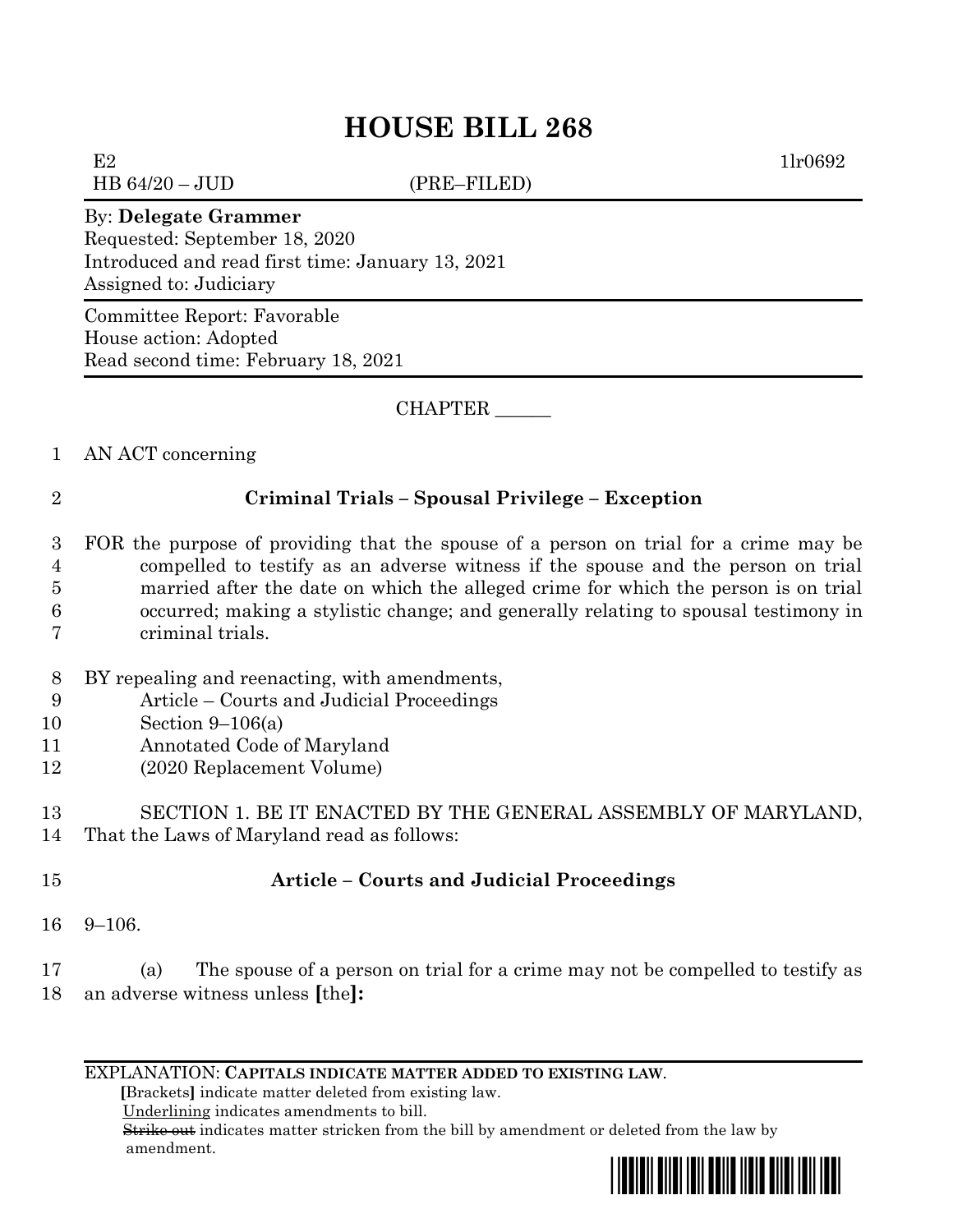# HOUSE BILL 268

E2 1lr0692

HB 64/20 – JUD (PRE–FILED)

By: **Delegate Grammer**

Requested: September 18, 2020

Introduced and read first time: January 13, 2021

Assigned to: Judiciary

Committee Report: Favorable

House action: Adopted

Read second time: February 18, 2021

CHAPTER ______

1 AN ACT concerning

2 **Criminal Trials – Spousal Privilege – Exception**

3 FOR the purpose of providing that the spouse of a person on trial for a crime may be
4 compelled to testify as an adverse witness if the spouse and the person on trial
5 married after the date on which the alleged crime for which the person is on trial
6 occurred; making a stylistic change; and generally relating to spousal testimony in
7 criminal trials.

8 BY repealing and reenacting, with amendments,
9 Article – Courts and Judicial Proceedings
10 Section 9–106(a)
11 Annotated Code of Maryland
12 (2020 Replacement Volume)

13 SECTION 1. BE IT ENACTED BY THE GENERAL ASSEMBLY OF MARYLAND,
14 That the Laws of Maryland read as follows:

15 **Article – Courts and Judicial Proceedings**

16 9–106.

17 (a) The spouse of a person on trial for a crime may not be compelled to testify as
18 an adverse witness unless **[**the**]:**

EXPLANATION: **CAPITALS INDICATE MATTER ADDED TO EXISTING LAW.**

**[**Brackets**]** indicate matter deleted from existing law.

Underlining indicates amendments to bill.

~~Strike out~~ indicates matter stricken from the bill by amendment or deleted from the law by amendment.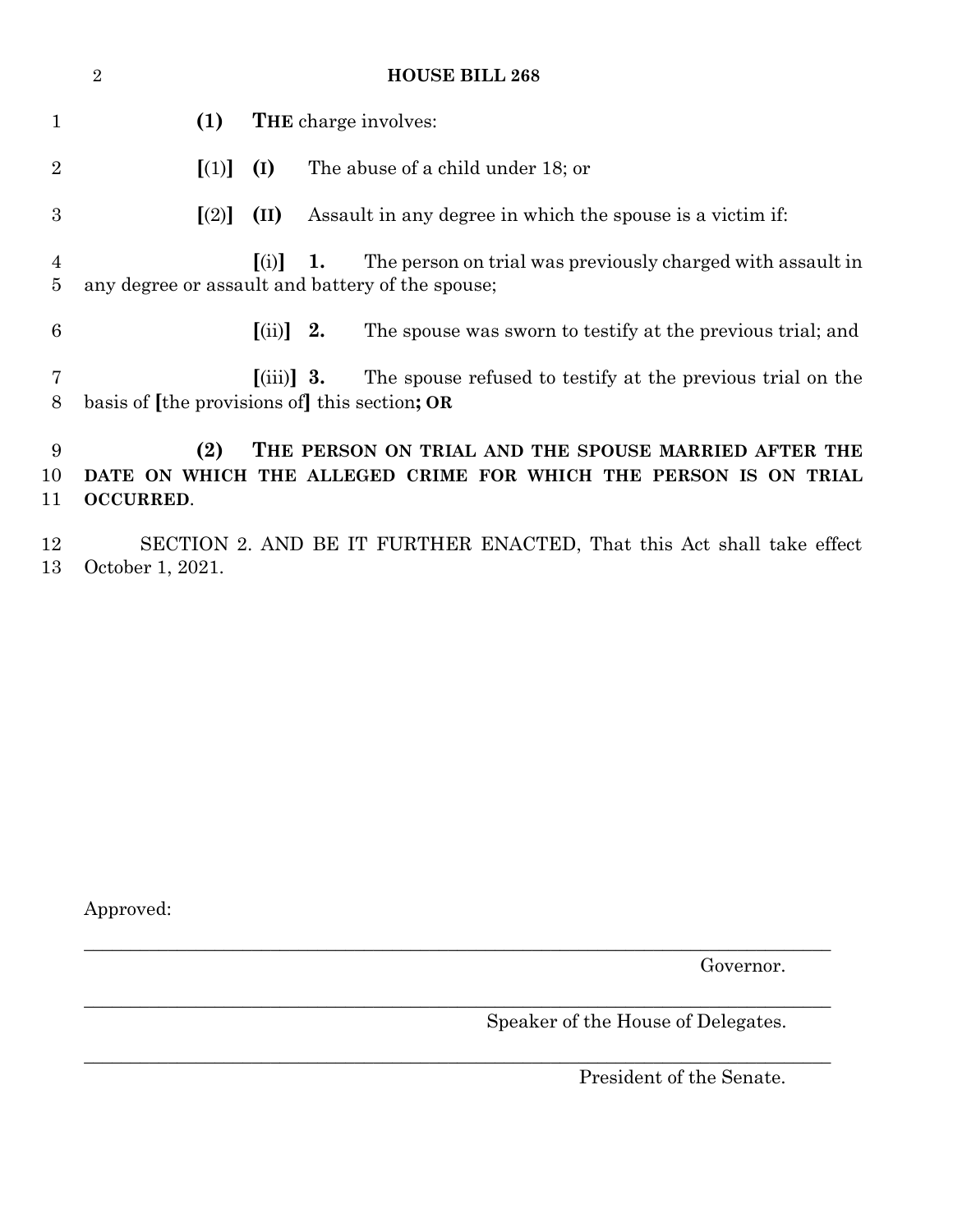**(1)** **THE** charge involves:

**[**(1)**]** **(I)** The abuse of a child under 18; or

**[**(2)**]** **(II)** Assault in any degree in which the spouse is a victim if:

**[**(i)**]** **1.** The person on trial was previously charged with assault in any degree or assault and battery of the spouse;

**[**(ii)**]** **2.** The spouse was sworn to testify at the previous trial; and

**[**(iii)**]** **3.** The spouse refused to testify at the previous trial on the basis of **[**the provisions of**]** this section**; OR**

**(2)** **THE PERSON ON TRIAL AND THE SPOUSE MARRIED AFTER THE DATE ON WHICH THE ALLEGED CRIME FOR WHICH THE PERSON IS ON TRIAL OCCURRED**.

SECTION 2. AND BE IT FURTHER ENACTED, That this Act shall take effect October 1, 2021.

Approved:

\_\_\_\_\_\_\_\_\_\_\_\_\_\_\_\_\_\_\_\_\_\_\_\_\_\_\_\_\_\_\_\_\_\_\_\_\_\_\_\_\_\_\_\_\_\_\_\_\_\_\_\_\_\_\_\_\_\_\_\_\_\_\_\_\_\_\_\_\_\_\_\_\_\_\_\_\_\_

Governor.

\_\_\_\_\_\_\_\_\_\_\_\_\_\_\_\_\_\_\_\_\_\_\_\_\_\_\_\_\_\_\_\_\_\_\_\_\_\_\_\_\_\_\_\_\_\_\_\_\_\_\_\_\_\_\_\_\_\_\_\_\_\_\_\_\_\_\_\_\_\_\_\_\_\_\_\_\_\_

Speaker of the House of Delegates.

\_\_\_\_\_\_\_\_\_\_\_\_\_\_\_\_\_\_\_\_\_\_\_\_\_\_\_\_\_\_\_\_\_\_\_\_\_\_\_\_\_\_\_\_\_\_\_\_\_\_\_\_\_\_\_\_\_\_\_\_\_\_\_\_\_\_\_\_\_\_\_\_\_\_\_\_\_\_

President of the Senate.